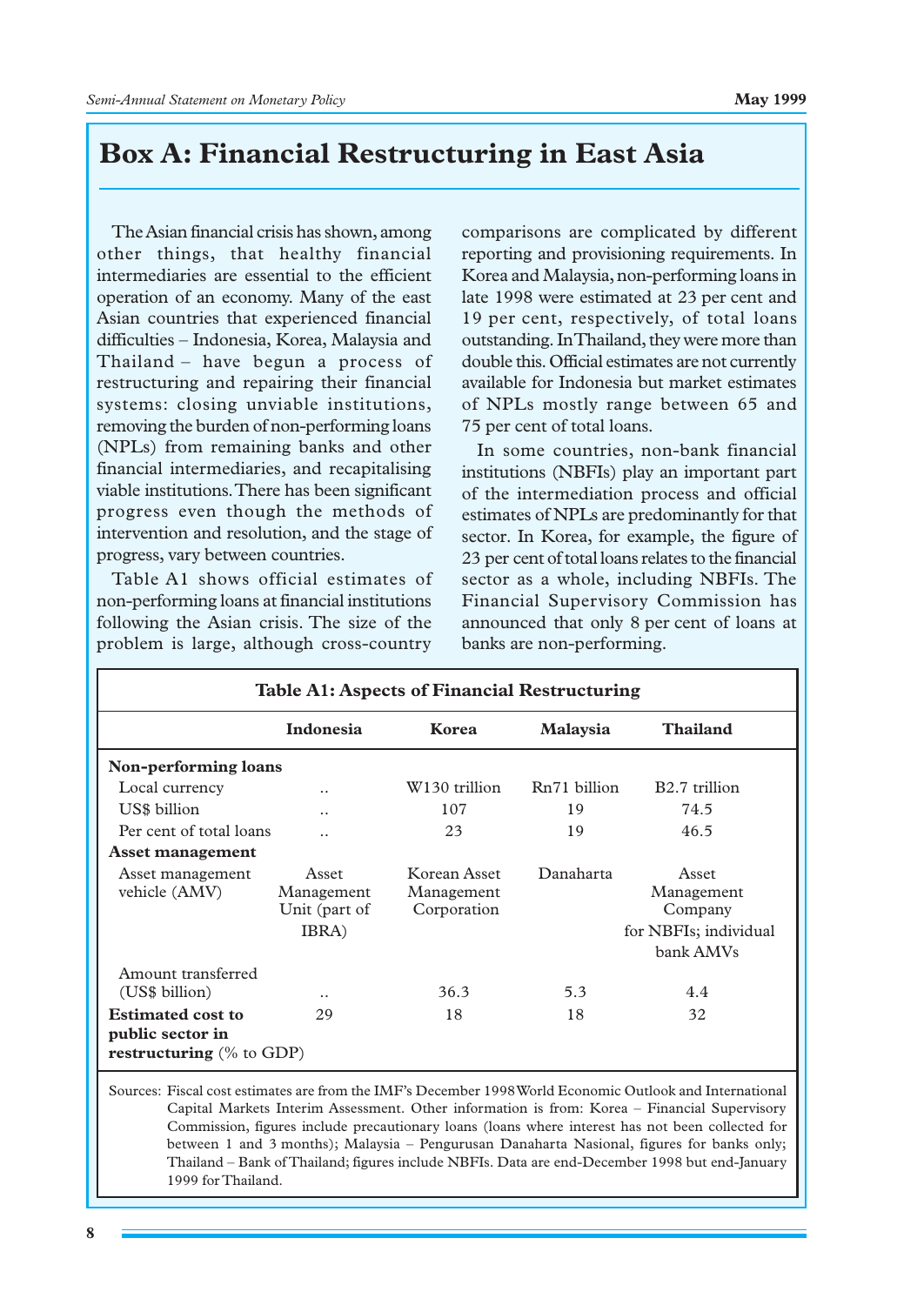# Box A: Financial Restructuring in East Asia

The Asian financial crisis has shown, among other things, that healthy financial intermediaries are essential to the efficient operation of an economy. Many of the east Asian countries that experienced financial difficulties – Indonesia, Korea, Malaysia and Thailand – have begun a process of restructuring and repairing their financial systems: closing unviable institutions, removing the burden of non-performing loans (NPLs) from remaining banks and other financial intermediaries, and recapitalising viable institutions. There has been significant progress even though the methods of intervention and resolution, and the stage of progress, vary between countries.

Table A1 shows official estimates of non-performing loans at financial institutions following the Asian crisis. The size of the problem is large, although cross-country comparisons are complicated by different reporting and provisioning requirements. In Korea and Malaysia, non-performing loans in late 1998 were estimated at 23 per cent and 19 per cent, respectively, of total loans outstanding. In Thailand, they were more than double this. Official estimates are not currently available for Indonesia but market estimates of NPLs mostly range between 65 and 75 per cent of total loans.

In some countries, non-bank financial institutions (NBFIs) play an important part of the intermediation process and official estimates of NPLs are predominantly for that sector. In Korea, for example, the figure of 23 per cent of total loans relates to the financial sector as a whole, including NBFIs. The Financial Supervisory Commission has announced that only 8 per cent of loans at banks are non-performing.

**Table A1: Aspects of Financial Restructuring**

| | Indonesia | Korea | Malaysia | Thailand |
|---|---|---|---|---|
| **Non-performing loans** | | | | |
| Local currency | .. | W130 trillion | Rn71 billion | B2.7 trillion |
| US$ billion | .. | 107 | 19 | 74.5 |
| Per cent of total loans | .. | 23 | 19 | 46.5 |
| **Asset management** | | | | |
| Asset management vehicle (AMV) | Asset Management Unit (part of IBRA) | Korean Asset Management Corporation | Danaharta | Asset Management Company for NBFIs; individual bank AMVs |
| Amount transferred (US$ billion) | .. | 36.3 | 5.3 | 4.4 |
| **Estimated cost to public sector in restructuring** (% to GDP) | 29 | 18 | 18 | 32 |

Sources: Fiscal cost estimates are from the IMF's December 1998 World Economic Outlook and International Capital Markets Interim Assessment. Other information is from: Korea – Financial Supervisory Commission, figures include precautionary loans (loans where interest has not been collected for between 1 and 3 months); Malaysia – Pengurusan Danaharta Nasional, figures for banks only; Thailand – Bank of Thailand; figures include NBFIs. Data are end-December 1998 but end-January 1999 for Thailand.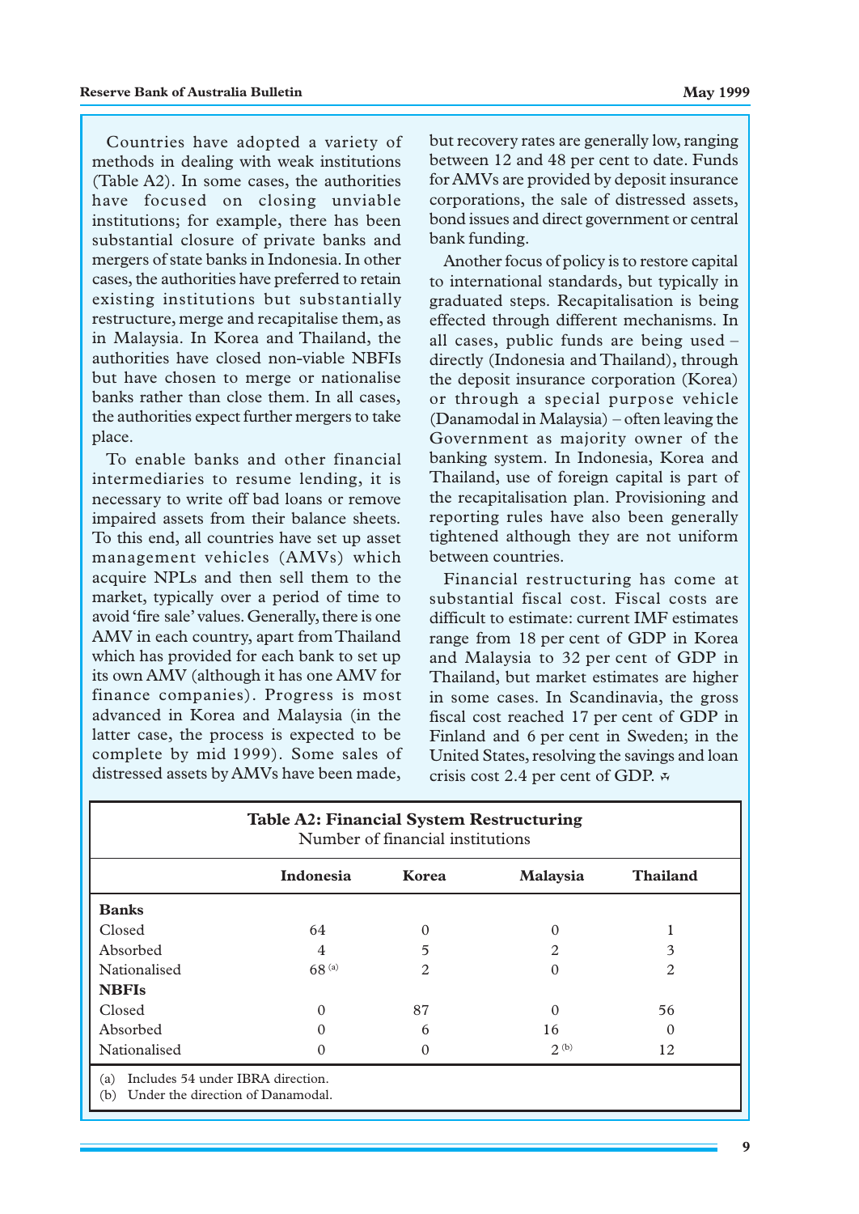Countries have adopted a variety of methods in dealing with weak institutions (Table A2). In some cases, the authorities have focused on closing unviable institutions; for example, there has been substantial closure of private banks and mergers of state banks in Indonesia. In other cases, the authorities have preferred to retain existing institutions but substantially restructure, merge and recapitalise them, as in Malaysia. In Korea and Thailand, the authorities have closed non-viable NBFIs but have chosen to merge or nationalise banks rather than close them. In all cases, the authorities expect further mergers to take place.

To enable banks and other financial intermediaries to resume lending, it is necessary to write off bad loans or remove impaired assets from their balance sheets. To this end, all countries have set up asset management vehicles (AMVs) which acquire NPLs and then sell them to the market, typically over a period of time to avoid 'fire sale' values. Generally, there is one AMV in each country, apart from Thailand which has provided for each bank to set up its own AMV (although it has one AMV for finance companies). Progress is most advanced in Korea and Malaysia (in the latter case, the process is expected to be complete by mid 1999). Some sales of distressed assets by AMVs have been made, but recovery rates are generally low, ranging between 12 and 48 per cent to date. Funds for AMVs are provided by deposit insurance corporations, the sale of distressed assets, bond issues and direct government or central bank funding.

Another focus of policy is to restore capital to international standards, but typically in graduated steps. Recapitalisation is being effected through different mechanisms. In all cases, public funds are being used – directly (Indonesia and Thailand), through the deposit insurance corporation (Korea) or through a special purpose vehicle (Danamodal in Malaysia) – often leaving the Government as majority owner of the banking system. In Indonesia, Korea and Thailand, use of foreign capital is part of the recapitalisation plan. Provisioning and reporting rules have also been generally tightened although they are not uniform between countries.

Financial restructuring has come at substantial fiscal cost. Fiscal costs are difficult to estimate: current IMF estimates range from 18 per cent of GDP in Korea and Malaysia to 32 per cent of GDP in Thailand, but market estimates are higher in some cases. In Scandinavia, the gross fiscal cost reached 17 per cent of GDP in Finland and 6 per cent in Sweden; in the United States, resolving the savings and loan crisis cost 2.4 per cent of GDP.

**Table A2: Financial System Restructuring**
Number of financial institutions

| | Indonesia | Korea | Malaysia | Thailand |
|---|---|---|---|---|
| **Banks** | | | | |
| Closed | 64 | 0 | 0 | 1 |
| Absorbed | 4 | 5 | 2 | 3 |
| Nationalised | 68 (a) | 2 | 0 | 2 |
| **NBFIs** | | | | |
| Closed | 0 | 87 | 0 | 56 |
| Absorbed | 0 | 6 | 16 | 0 |
| Nationalised | 0 | 0 | 2 (b) | 12 |

(a) Includes 54 under IBRA direction.
(b) Under the direction of Danamodal.